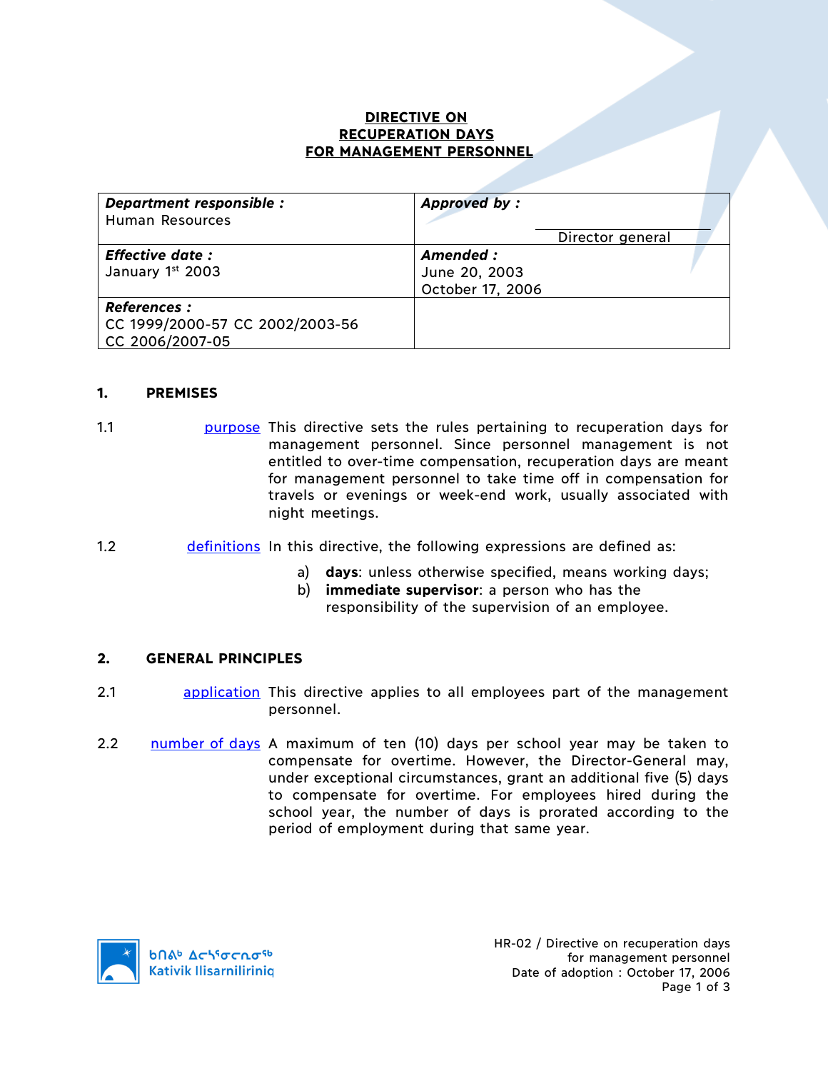# DIRECTIVE ON RECUPERATION DAYS FOR MANAGEMENT PERSONNEL

| ***Department responsible :*** Human Resources | ***Approved by :*** Director general |
|---|---|
| ***Effective date :*** January 1st 2003 | ***Amended :*** June 20, 2003 October 17, 2006 |
| ***References :*** CC 1999/2000-57 CC 2002/2003-56 CC 2006/2007-05 | |

## 1. PREMISES

1.1 purpose This directive sets the rules pertaining to recuperation days for management personnel. Since personnel management is not entitled to over-time compensation, recuperation days are meant for management personnel to take time off in compensation for travels or evenings or week-end work, usually associated with night meetings.

1.2 definitions In this directive, the following expressions are defined as:

a) **days**: unless otherwise specified, means working days;
b) **immediate supervisor**: a person who has the responsibility of the supervision of an employee.

## 2. GENERAL PRINCIPLES

2.1 application This directive applies to all employees part of the management personnel.

2.2 number of days A maximum of ten (10) days per school year may be taken to compensate for overtime. However, the Director-General may, under exceptional circumstances, grant an additional five (5) days to compensate for overtime. For employees hired during the school year, the number of days is prorated according to the period of employment during that same year.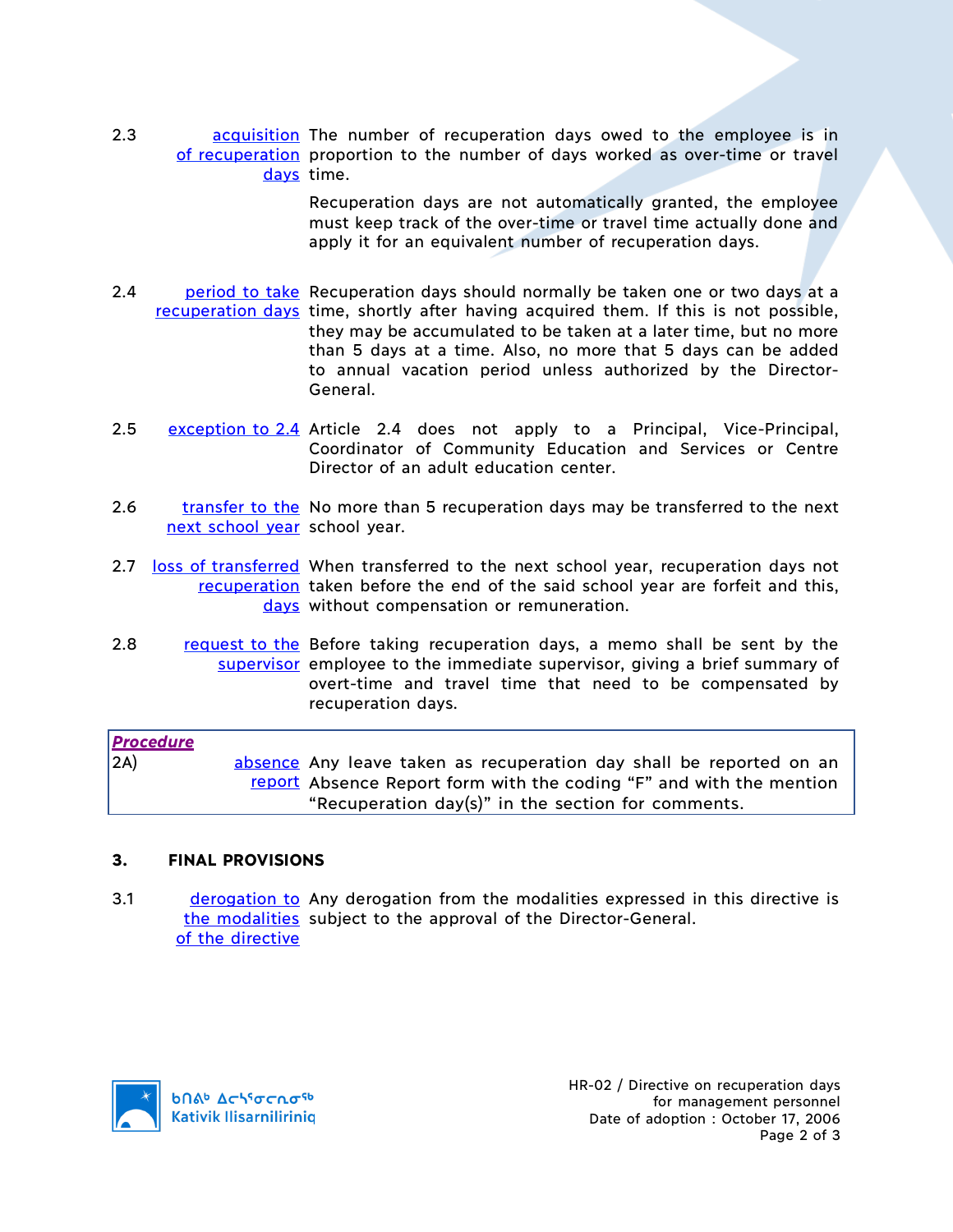**2.3 acquisition of recuperation days** — The number of recuperation days owed to the employee is in proportion to the number of days worked as over-time or travel time.

Recuperation days are not automatically granted, the employee must keep track of the over-time or travel time actually done and apply it for an equivalent number of recuperation days.

**2.4 period to take recuperation days** — Recuperation days should normally be taken one or two days at a time, shortly after having acquired them. If this is not possible, they may be accumulated to be taken at a later time, but no more than 5 days at a time. Also, no more that 5 days can be added to annual vacation period unless authorized by the Director-General.

**2.5 exception to 2.4** — Article 2.4 does not apply to a Principal, Vice-Principal, Coordinator of Community Education and Services or Centre Director of an adult education center.

**2.6 transfer to the next school year** — No more than 5 recuperation days may be transferred to the next school year.

**2.7 loss of transferred recuperation days** — When transferred to the next school year, recuperation days not taken before the end of the said school year are forfeit and this, without compensation or remuneration.

**2.8 request to the supervisor** — Before taking recuperation days, a memo shall be sent by the employee to the immediate supervisor, giving a brief summary of overt-time and travel time that need to be compensated by recuperation days.

> ***Procedure***
>
> **2A) absence report** — Any leave taken as recuperation day shall be reported on an Absence Report form with the coding “F” and with the mention “Recuperation day(s)” in the section for comments.

## 3. FINAL PROVISIONS

**3.1 derogation to the modalities of the directive** — Any derogation from the modalities expressed in this directive is subject to the approval of the Director-General.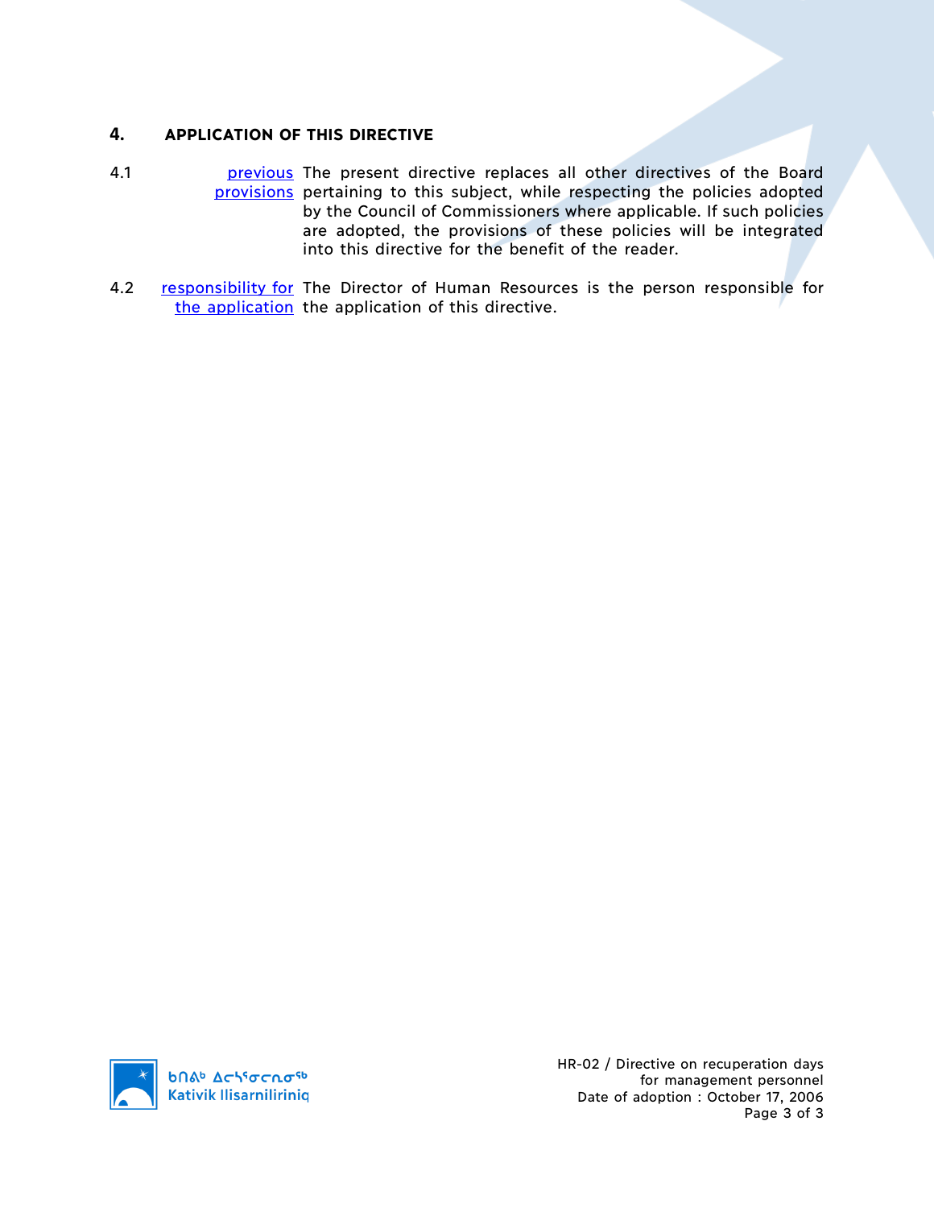## 4. APPLICATION OF THIS DIRECTIVE

4.1 previous provisions — The present directive replaces all other directives of the Board pertaining to this subject, while respecting the policies adopted by the Council of Commissioners where applicable. If such policies are adopted, the provisions of these policies will be integrated into this directive for the benefit of the reader.

4.2 responsibility for the application — The Director of Human Resources is the person responsible for the application of this directive.